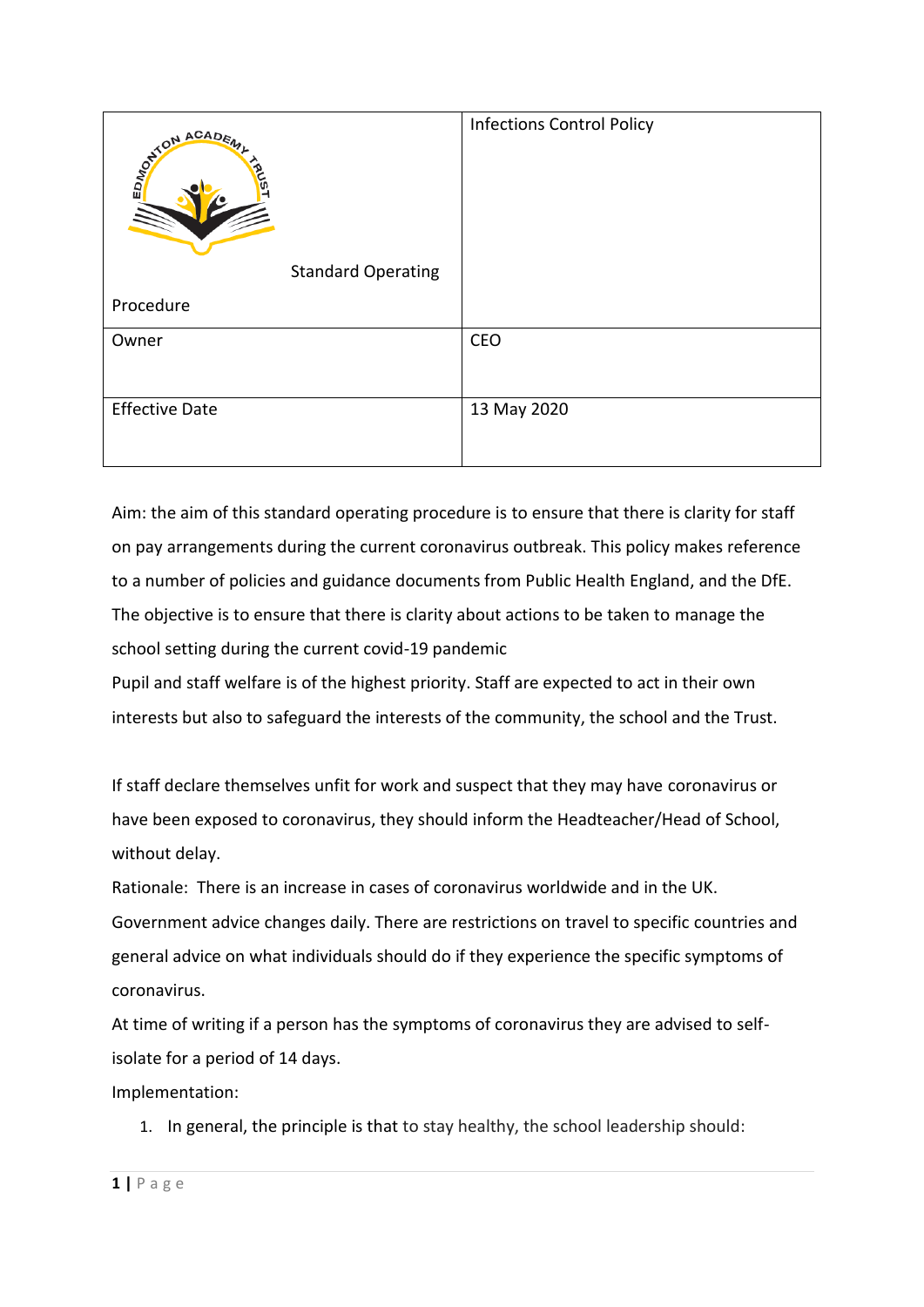| Standard Operating Procedure | Infections Control Policy |
| --- | --- |
| Owner | CEO |
| Effective Date | 13 May 2020 |

Aim: the aim of this standard operating procedure is to ensure that there is clarity for staff on pay arrangements during the current coronavirus outbreak. This policy makes reference to a number of policies and guidance documents from Public Health England, and the DfE. The objective is to ensure that there is clarity about actions to be taken to manage the school setting during the current covid-19 pandemic

Pupil and staff welfare is of the highest priority. Staff are expected to act in their own interests but also to safeguard the interests of the community, the school and the Trust.

If staff declare themselves unfit for work and suspect that they may have coronavirus or have been exposed to coronavirus, they should inform the Headteacher/Head of School, without delay.

Rationale: There is an increase in cases of coronavirus worldwide and in the UK. Government advice changes daily. There are restrictions on travel to specific countries and general advice on what individuals should do if they experience the specific symptoms of coronavirus.

At time of writing if a person has the symptoms of coronavirus they are advised to self-isolate for a period of 14 days.

Implementation:

1. In general, the principle is that to stay healthy, the school leadership should: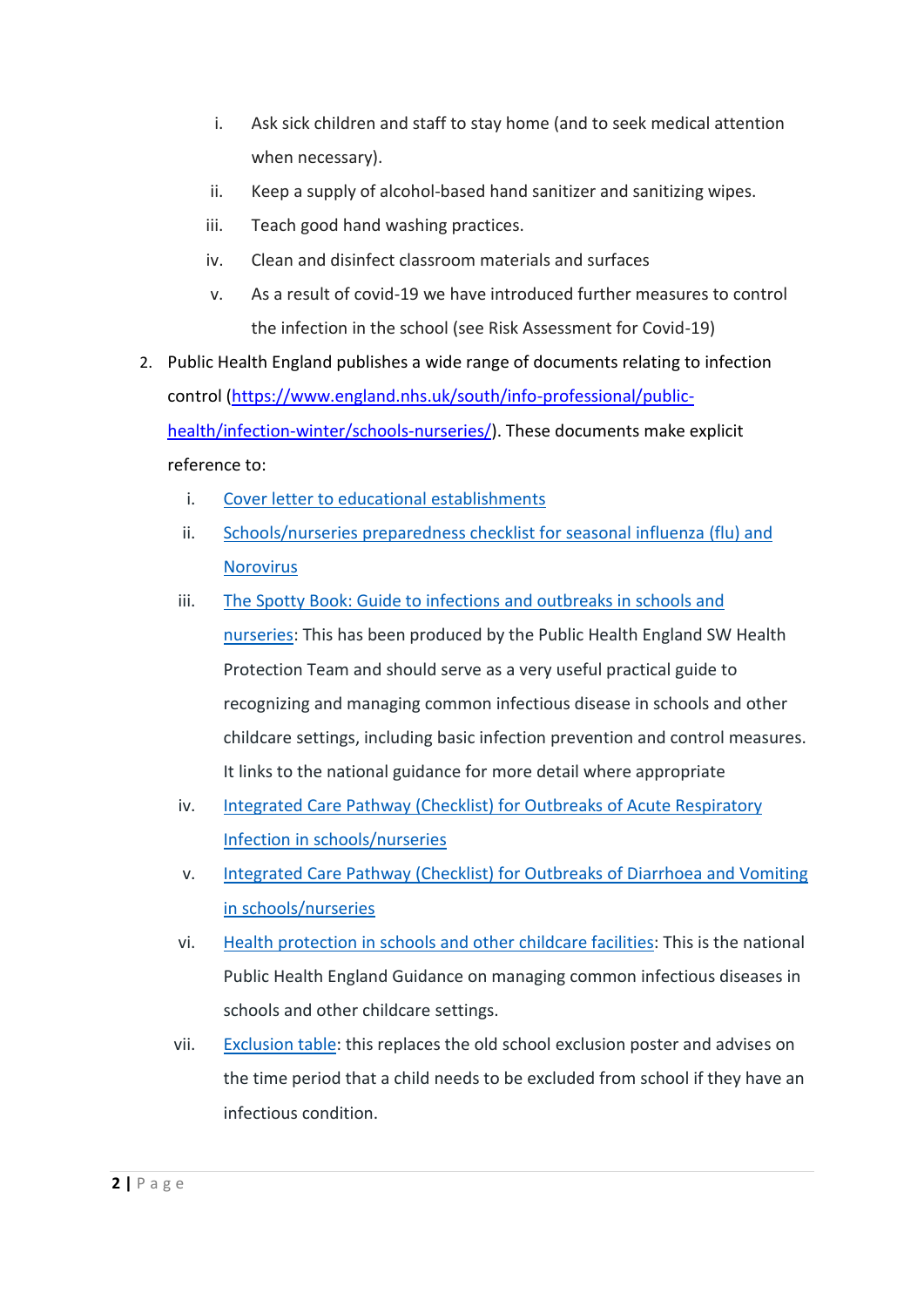i. Ask sick children and staff to stay home (and to seek medical attention when necessary).
   ii. Keep a supply of alcohol-based hand sanitizer and sanitizing wipes.
   iii. Teach good hand washing practices.
   iv. Clean and disinfect classroom materials and surfaces
   v. As a result of covid-19 we have introduced further measures to control the infection in the school (see Risk Assessment for Covid-19)

2. Public Health England publishes a wide range of documents relating to infection control (https://www.england.nhs.uk/south/info-professional/public-health/infection-winter/schools-nurseries/). These documents make explicit reference to:
   i. Cover letter to educational establishments
   ii. Schools/nurseries preparedness checklist for seasonal influenza (flu) and Norovirus
   iii. The Spotty Book: Guide to infections and outbreaks in schools and nurseries: This has been produced by the Public Health England SW Health Protection Team and should serve as a very useful practical guide to recognizing and managing common infectious disease in schools and other childcare settings, including basic infection prevention and control measures. It links to the national guidance for more detail where appropriate
   iv. Integrated Care Pathway (Checklist) for Outbreaks of Acute Respiratory Infection in schools/nurseries
   v. Integrated Care Pathway (Checklist) for Outbreaks of Diarrhoea and Vomiting in schools/nurseries
   vi. Health protection in schools and other childcare facilities: This is the national Public Health England Guidance on managing common infectious diseases in schools and other childcare settings.
   vii. Exclusion table: this replaces the old school exclusion poster and advises on the time period that a child needs to be excluded from school if they have an infectious condition.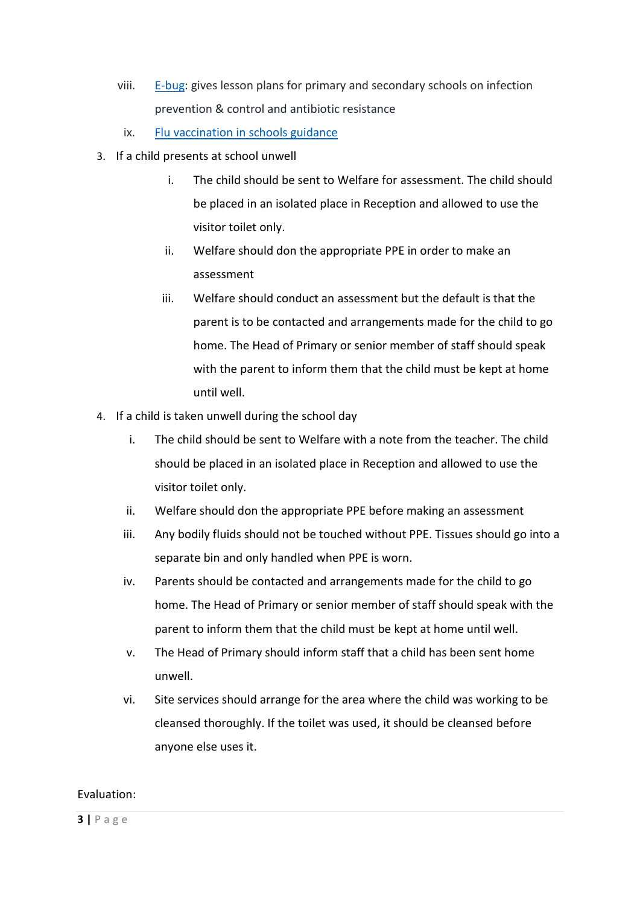viii. [E-bug](#): gives lesson plans for primary and secondary schools on infection prevention & control and antibiotic resistance
   ix. [Flu vaccination in schools guidance](#)

3. If a child presents at school unwell
   i. The child should be sent to Welfare for assessment. The child should be placed in an isolated place in Reception and allowed to use the visitor toilet only.
   ii. Welfare should don the appropriate PPE in order to make an assessment
   iii. Welfare should conduct an assessment but the default is that the parent is to be contacted and arrangements made for the child to go home. The Head of Primary or senior member of staff should speak with the parent to inform them that the child must be kept at home until well.

4. If a child is taken unwell during the school day
   i. The child should be sent to Welfare with a note from the teacher. The child should be placed in an isolated place in Reception and allowed to use the visitor toilet only.
   ii. Welfare should don the appropriate PPE before making an assessment
   iii. Any bodily fluids should not be touched without PPE. Tissues should go into a separate bin and only handled when PPE is worn.
   iv. Parents should be contacted and arrangements made for the child to go home. The Head of Primary or senior member of staff should speak with the parent to inform them that the child must be kept at home until well.
   v. The Head of Primary should inform staff that a child has been sent home unwell.
   vi. Site services should arrange for the area where the child was working to be cleansed thoroughly. If the toilet was used, it should be cleansed before anyone else uses it.

Evaluation: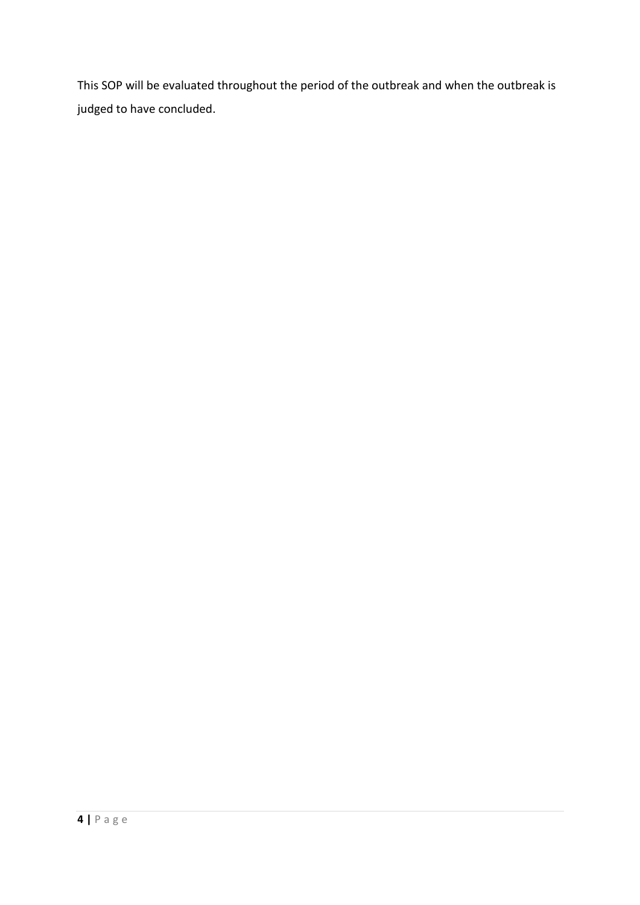This SOP will be evaluated throughout the period of the outbreak and when the outbreak is judged to have concluded.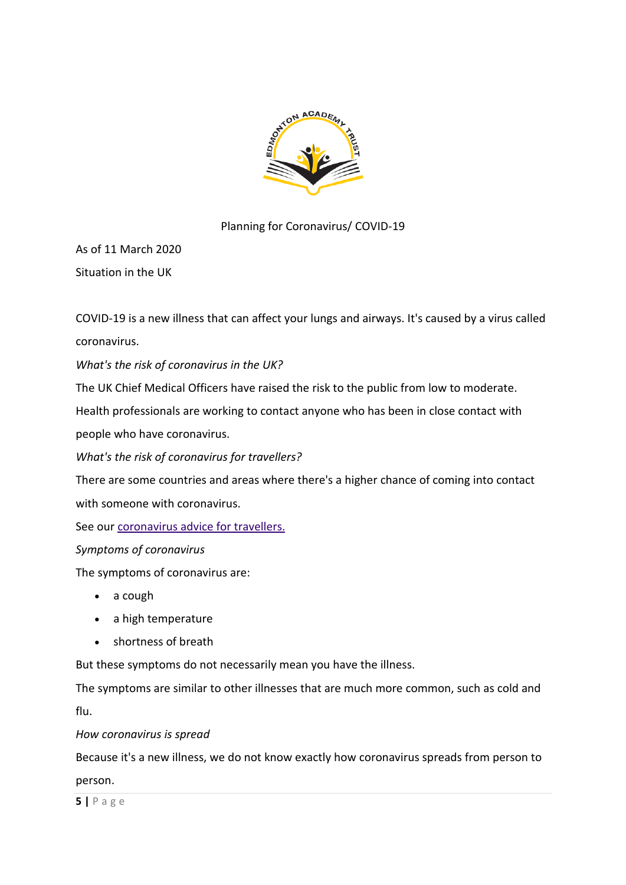Planning for Coronavirus/ COVID-19

As of 11 March 2020

Situation in the UK

COVID-19 is a new illness that can affect your lungs and airways. It's caused by a virus called coronavirus.

*What's the risk of coronavirus in the UK?*

The UK Chief Medical Officers have raised the risk to the public from low to moderate. Health professionals are working to contact anyone who has been in close contact with people who have coronavirus.

*What's the risk of coronavirus for travellers?*

There are some countries and areas where there's a higher chance of coming into contact with someone with coronavirus.

See our coronavirus advice for travellers.

*Symptoms of coronavirus*

The symptoms of coronavirus are:

- a cough
- a high temperature
- shortness of breath

But these symptoms do not necessarily mean you have the illness.

The symptoms are similar to other illnesses that are much more common, such as cold and flu.

*How coronavirus is spread*

Because it's a new illness, we do not know exactly how coronavirus spreads from person to person.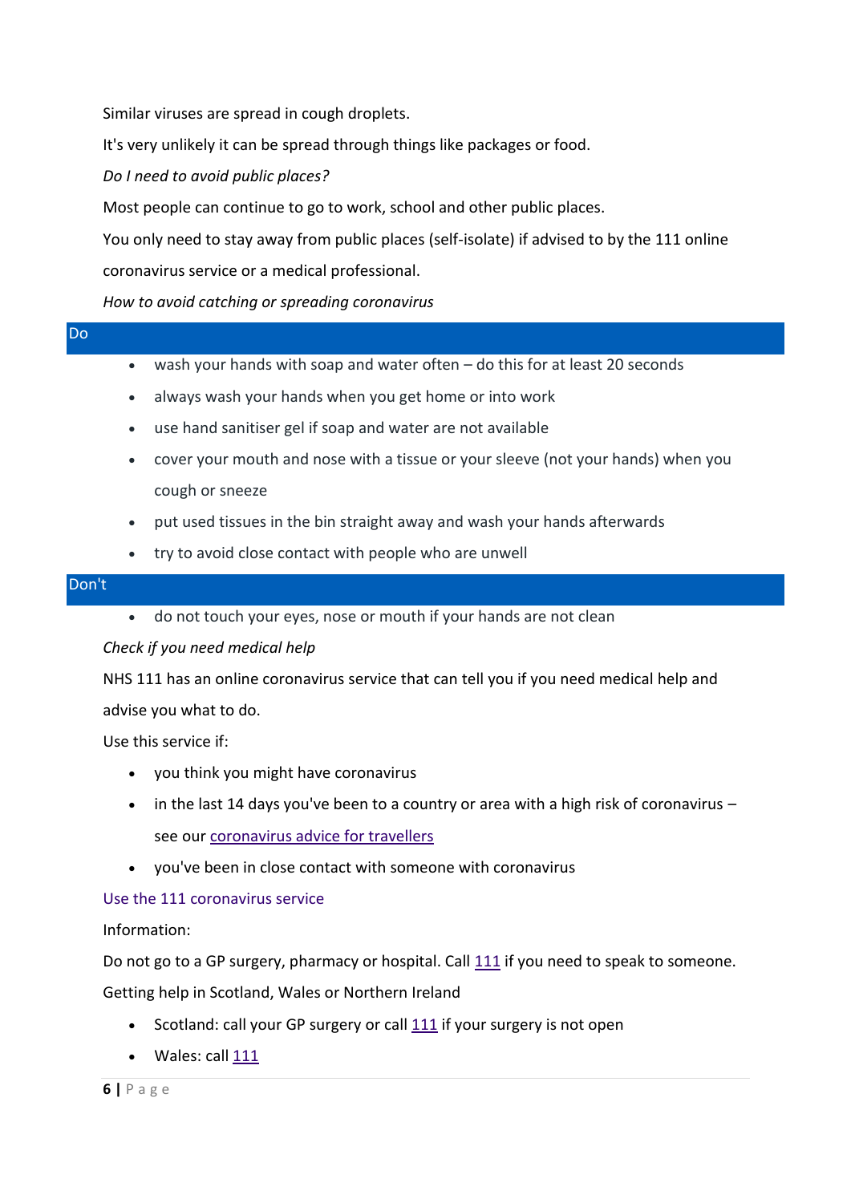Similar viruses are spread in cough droplets.

It's very unlikely it can be spread through things like packages or food.

*Do I need to avoid public places?*

Most people can continue to go to work, school and other public places.

You only need to stay away from public places (self-isolate) if advised to by the 111 online coronavirus service or a medical professional.

*How to avoid catching or spreading coronavirus*

**Do**

- wash your hands with soap and water often – do this for at least 20 seconds
- always wash your hands when you get home or into work
- use hand sanitiser gel if soap and water are not available
- cover your mouth and nose with a tissue or your sleeve (not your hands) when you cough or sneeze
- put used tissues in the bin straight away and wash your hands afterwards
- try to avoid close contact with people who are unwell

**Don't**

- do not touch your eyes, nose or mouth if your hands are not clean

*Check if you need medical help*

NHS 111 has an online coronavirus service that can tell you if you need medical help and advise you what to do.

Use this service if:

- you think you might have coronavirus
- in the last 14 days you've been to a country or area with a high risk of coronavirus – see our coronavirus advice for travellers
- you've been in close contact with someone with coronavirus

Use the 111 coronavirus service

Information:

Do not go to a GP surgery, pharmacy or hospital. Call 111 if you need to speak to someone.

Getting help in Scotland, Wales or Northern Ireland

- Scotland: call your GP surgery or call 111 if your surgery is not open
- Wales: call 111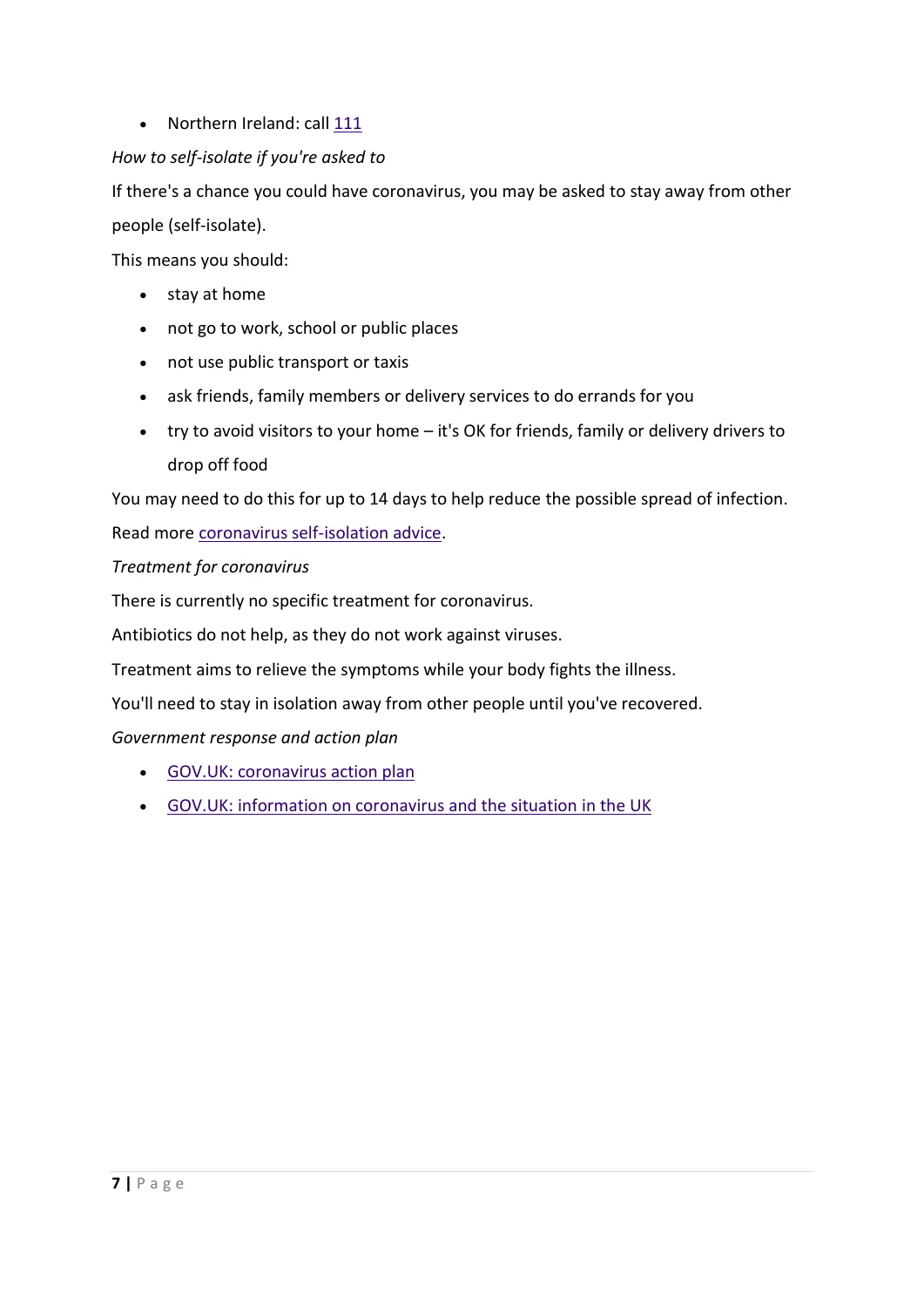- Northern Ireland: call 111

*How to self-isolate if you're asked to*

If there's a chance you could have coronavirus, you may be asked to stay away from other people (self-isolate).

This means you should:

- stay at home
- not go to work, school or public places
- not use public transport or taxis
- ask friends, family members or delivery services to do errands for you
- try to avoid visitors to your home – it's OK for friends, family or delivery drivers to drop off food

You may need to do this for up to 14 days to help reduce the possible spread of infection.

Read more coronavirus self-isolation advice.

*Treatment for coronavirus*

There is currently no specific treatment for coronavirus.

Antibiotics do not help, as they do not work against viruses.

Treatment aims to relieve the symptoms while your body fights the illness.

You'll need to stay in isolation away from other people until you've recovered.

*Government response and action plan*

- GOV.UK: coronavirus action plan
- GOV.UK: information on coronavirus and the situation in the UK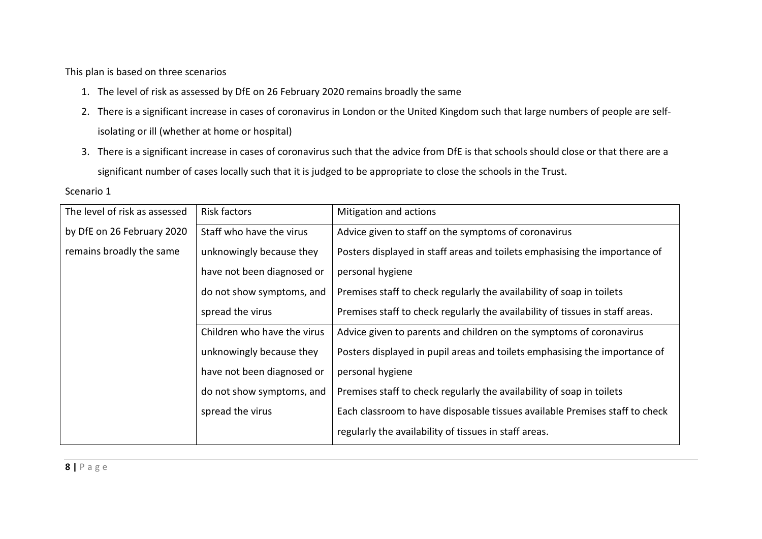This plan is based on three scenarios

1. The level of risk as assessed by DfE on 26 February 2020 remains broadly the same
2. There is a significant increase in cases of coronavirus in London or the United Kingdom such that large numbers of people are self-isolating or ill (whether at home or hospital)
3. There is a significant increase in cases of coronavirus such that the advice from DfE is that schools should close or that there are a significant number of cases locally such that it is judged to be appropriate to close the schools in the Trust.

Scenario 1

| The level of risk as assessed by DfE on 26 February 2020 remains broadly the same | Risk factors | Mitigation and actions |
|---|---|---|
| | Staff who have the virus unknowingly because they have not been diagnosed or do not show symptoms, and spread the virus | Advice given to staff on the symptoms of coronavirus<br>Posters displayed in staff areas and toilets emphasising the importance of personal hygiene<br>Premises staff to check regularly the availability of soap in toilets<br>Premises staff to check regularly the availability of tissues in staff areas. |
| | Children who have the virus unknowingly because they have not been diagnosed or do not show symptoms, and spread the virus | Advice given to parents and children on the symptoms of coronavirus<br>Posters displayed in pupil areas and toilets emphasising the importance of personal hygiene<br>Premises staff to check regularly the availability of soap in toilets<br>Each classroom to have disposable tissues available Premises staff to check regularly the availability of tissues in staff areas. |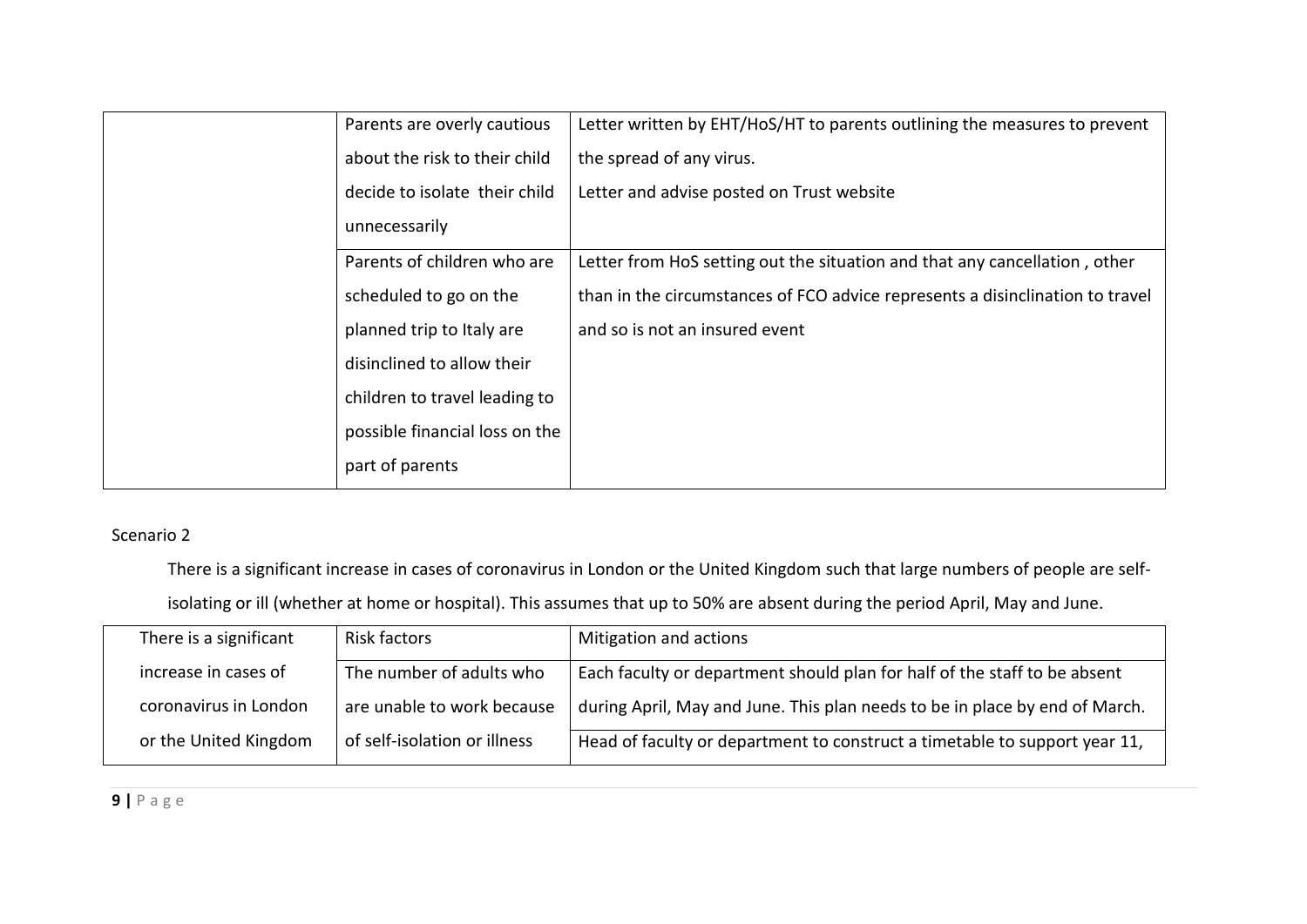| | | |
|---|---|---|
| | Parents are overly cautious about the risk to their child decide to isolate their child unnecessarily | Letter written by EHT/HoS/HT to parents outlining the measures to prevent the spread of any virus.<br>Letter and advise posted on Trust website |
| | Parents of children who are scheduled to go on the planned trip to Italy are disinclined to allow their children to travel leading to possible financial loss on the part of parents | Letter from HoS setting out the situation and that any cancellation , other than in the circumstances of FCO advice represents a disinclination to travel and so is not an insured event |

Scenario 2

There is a significant increase in cases of coronavirus in London or the United Kingdom such that large numbers of people are self-isolating or ill (whether at home or hospital). This assumes that up to 50% are absent during the period April, May and June.

| There is a significant increase in cases of coronavirus in London or the United Kingdom | Risk factors | Mitigation and actions |
|---|---|---|
| | The number of adults who are unable to work because of self-isolation or illness | Each faculty or department should plan for half of the staff to be absent during April, May and June. This plan needs to be in place by end of March.<br>Head of faculty or department to construct a timetable to support year 11, |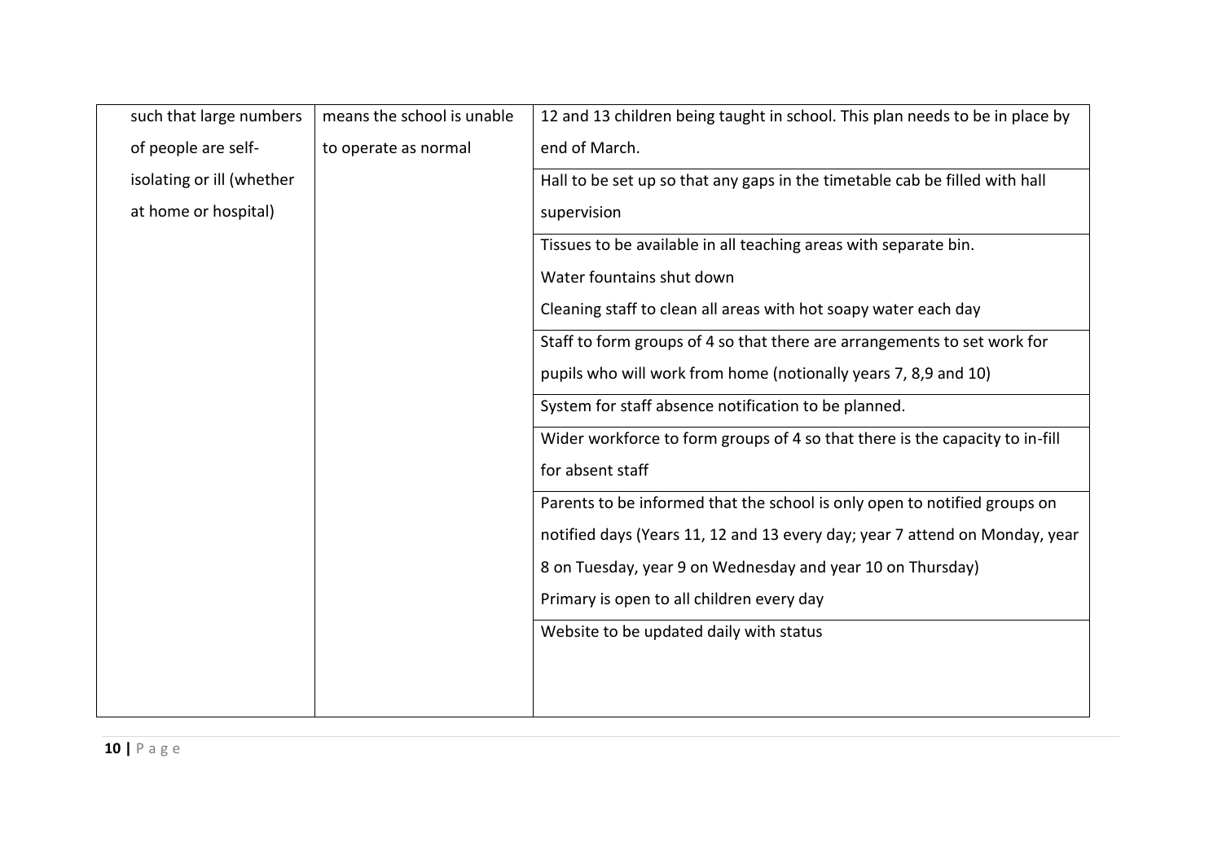| | | |
|---|---|---|
| such that large numbers of people are self-isolating or ill (whether at home or hospital) | means the school is unable to operate as normal | 12 and 13 children being taught in school. This plan needs to be in place by end of March. |
| | | Hall to be set up so that any gaps in the timetable cab be filled with hall supervision |
| | | Tissues to be available in all teaching areas with separate bin.<br>Water fountains shut down<br>Cleaning staff to clean all areas with hot soapy water each day |
| | | Staff to form groups of 4 so that there are arrangements to set work for pupils who will work from home (notionally years 7, 8,9 and 10) |
| | | System for staff absence notification to be planned. |
| | | Wider workforce to form groups of 4 so that there is the capacity to in-fill for absent staff |
| | | Parents to be informed that the school is only open to notified groups on notified days (Years 11, 12 and 13 every day; year 7 attend on Monday, year 8 on Tuesday, year 9 on Wednesday and year 10 on Thursday)<br>Primary is open to all children every day |
| | | Website to be updated daily with status |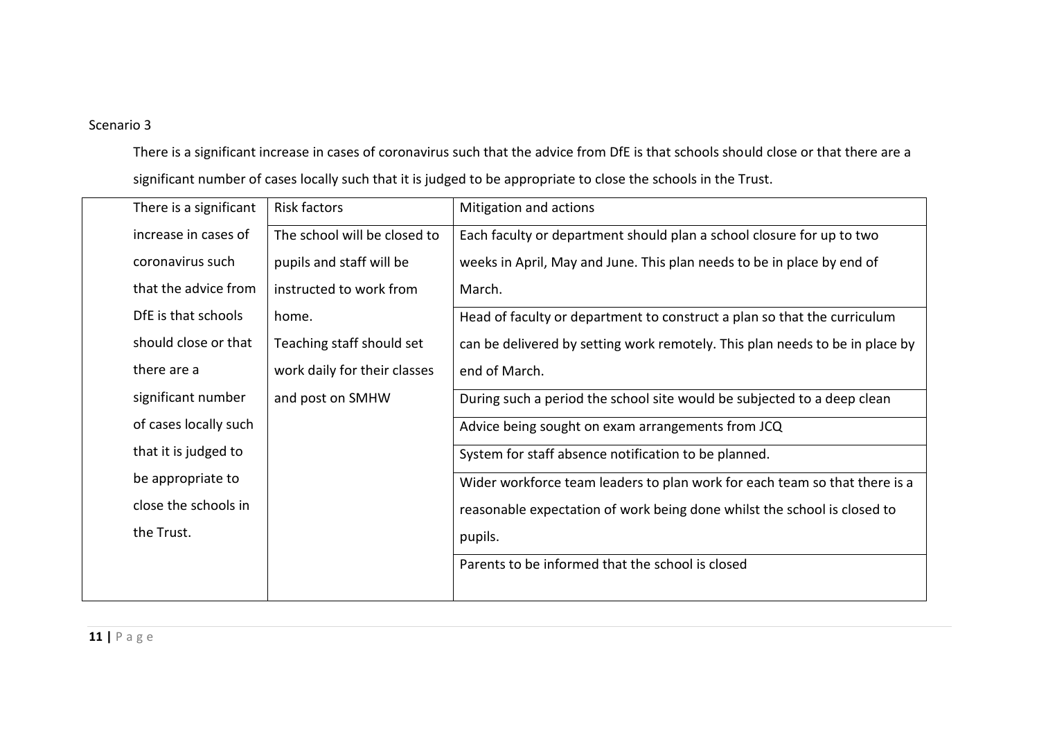Scenario 3

There is a significant increase in cases of coronavirus such that the advice from DfE is that schools should close or that there are a significant number of cases locally such that it is judged to be appropriate to close the schools in the Trust.

| There is a significant increase in cases of coronavirus such that the advice from DfE is that schools should close or that there are a significant number of cases locally such that it is judged to be appropriate to close the schools in the Trust. | Risk factors | Mitigation and actions |
|---|---|---|
| | The school will be closed to pupils and staff will be instructed to work from home. Teaching staff should set work daily for their classes and post on SMHW | Each faculty or department should plan a school closure for up to two weeks in April, May and June. This plan needs to be in place by end of March. |
| | | Head of faculty or department to construct a plan so that the curriculum can be delivered by setting work remotely. This plan needs to be in place by end of March. |
| | | During such a period the school site would be subjected to a deep clean |
| | | Advice being sought on exam arrangements from JCQ |
| | | System for staff absence notification to be planned. |
| | | Wider workforce team leaders to plan work for each team so that there is a reasonable expectation of work being done whilst the school is closed to pupils. |
| | | Parents to be informed that the school is closed |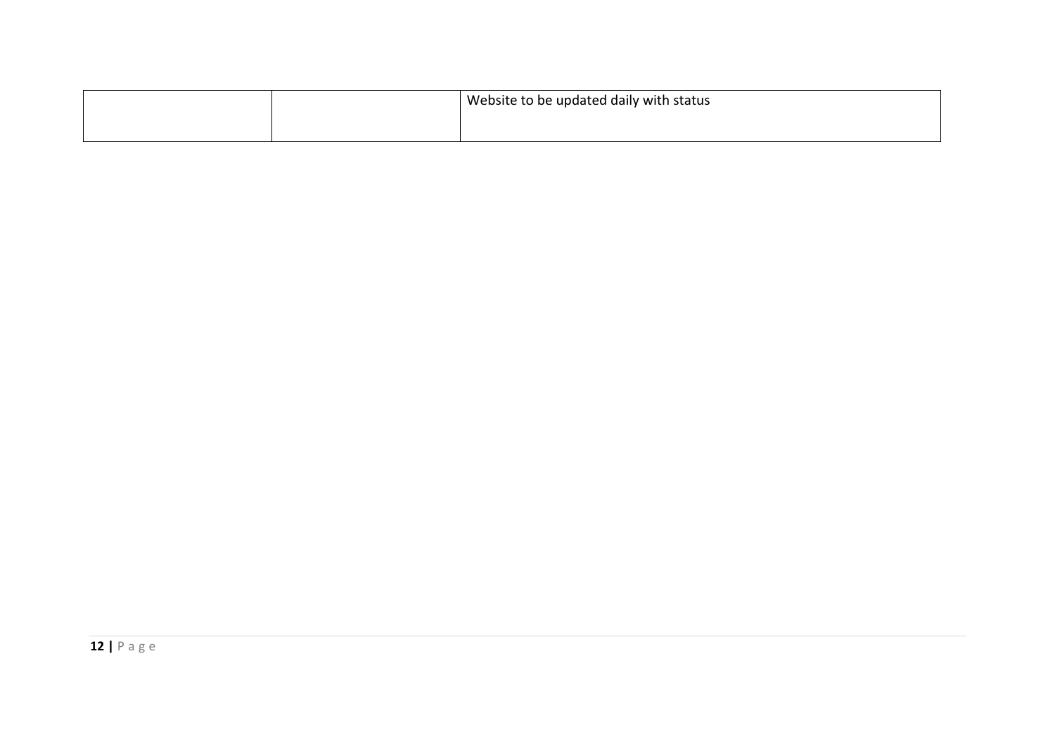| | | |
|---|---|---|
| | | Website to be updated daily with status |